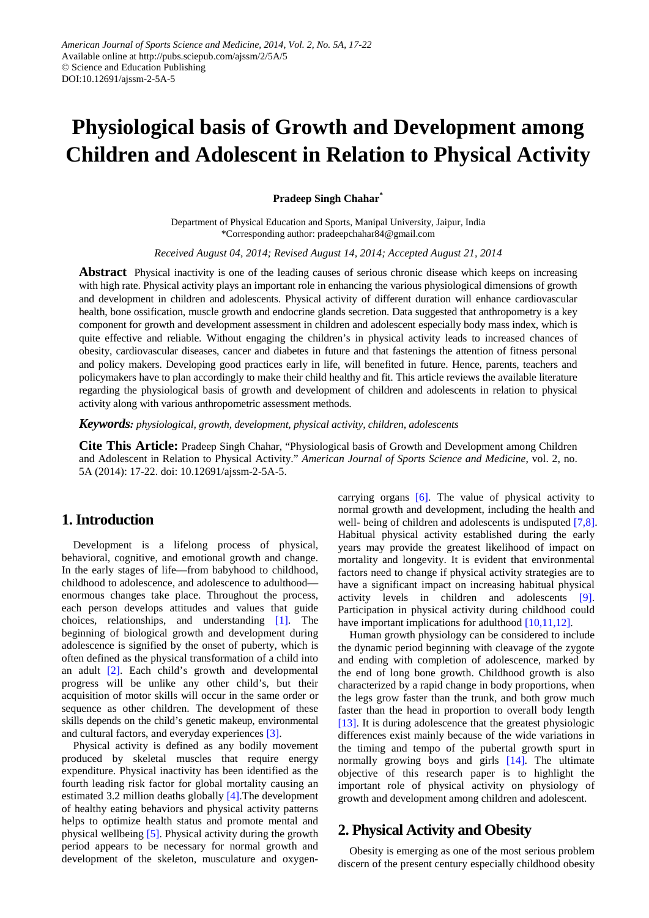# Physiological basis of Growth and Development among Children and Adolescent in Relation to Physical Activity

**Pradeep Singh Chahar***

Department of Physical Education and Sports, Manipal University, Jaipur, India
*Corresponding author: pradeepchahar84@gmail.com

*Received August 04, 2014; Revised August 14, 2014; Accepted August 21, 2014*

**Abstract** Physical inactivity is one of the leading causes of serious chronic disease which keeps on increasing with high rate. Physical activity plays an important role in enhancing the various physiological dimensions of growth and development in children and adolescents. Physical activity of different duration will enhance cardiovascular health, bone ossification, muscle growth and endocrine glands secretion. Data suggested that anthropometry is a key component for growth and development assessment in children and adolescent especially body mass index, which is quite effective and reliable. Without engaging the children's in physical activity leads to increased chances of obesity, cardiovascular diseases, cancer and diabetes in future and that fastenings the attention of fitness personal and policy makers. Developing good practices early in life, will benefited in future. Hence, parents, teachers and policymakers have to plan accordingly to make their child healthy and fit. This article reviews the available literature regarding the physiological basis of growth and development of children and adolescents in relation to physical activity along with various anthropometric assessment methods.

***Keywords:*** *physiological, growth, development, physical activity, children, adolescents*

**Cite This Article:** Pradeep Singh Chahar, "Physiological basis of Growth and Development among Children and Adolescent in Relation to Physical Activity." *American Journal of Sports Science and Medicine*, vol. 2, no. 5A (2014): 17-22. doi: 10.12691/ajssm-2-5A-5.

## 1. Introduction

Development is a lifelong process of physical, behavioral, cognitive, and emotional growth and change. In the early stages of life—from babyhood to childhood, childhood to adolescence, and adolescence to adulthood—enormous changes take place. Throughout the process, each person develops attitudes and values that guide choices, relationships, and understanding [1]. The beginning of biological growth and development during adolescence is signified by the onset of puberty, which is often defined as the physical transformation of a child into an adult [2]. Each child's growth and developmental progress will be unlike any other child's, but their acquisition of motor skills will occur in the same order or sequence as other children. The development of these skills depends on the child's genetic makeup, environmental and cultural factors, and everyday experiences [3].

Physical activity is defined as any bodily movement produced by skeletal muscles that require energy expenditure. Physical inactivity has been identified as the fourth leading risk factor for global mortality causing an estimated 3.2 million deaths globally [4].The development of healthy eating behaviors and physical activity patterns helps to optimize health status and promote mental and physical wellbeing [5]. Physical activity during the growth period appears to be necessary for normal growth and development of the skeleton, musculature and oxygen-carrying organs [6]. The value of physical activity to normal growth and development, including the health and well- being of children and adolescents is undisputed [7,8]. Habitual physical activity established during the early years may provide the greatest likelihood of impact on mortality and longevity. It is evident that environmental factors need to change if physical activity strategies are to have a significant impact on increasing habitual physical activity levels in children and adolescents [9]. Participation in physical activity during childhood could have important implications for adulthood [10,11,12].

Human growth physiology can be considered to include the dynamic period beginning with cleavage of the zygote and ending with completion of adolescence, marked by the end of long bone growth. Childhood growth is also characterized by a rapid change in body proportions, when the legs grow faster than the trunk, and both grow much faster than the head in proportion to overall body length [13]. It is during adolescence that the greatest physiologic differences exist mainly because of the wide variations in the timing and tempo of the pubertal growth spurt in normally growing boys and girls [14]. The ultimate objective of this research paper is to highlight the important role of physical activity on physiology of growth and development among children and adolescent.

## 2. Physical Activity and Obesity

Obesity is emerging as one of the most serious problem discern of the present century especially childhood obesity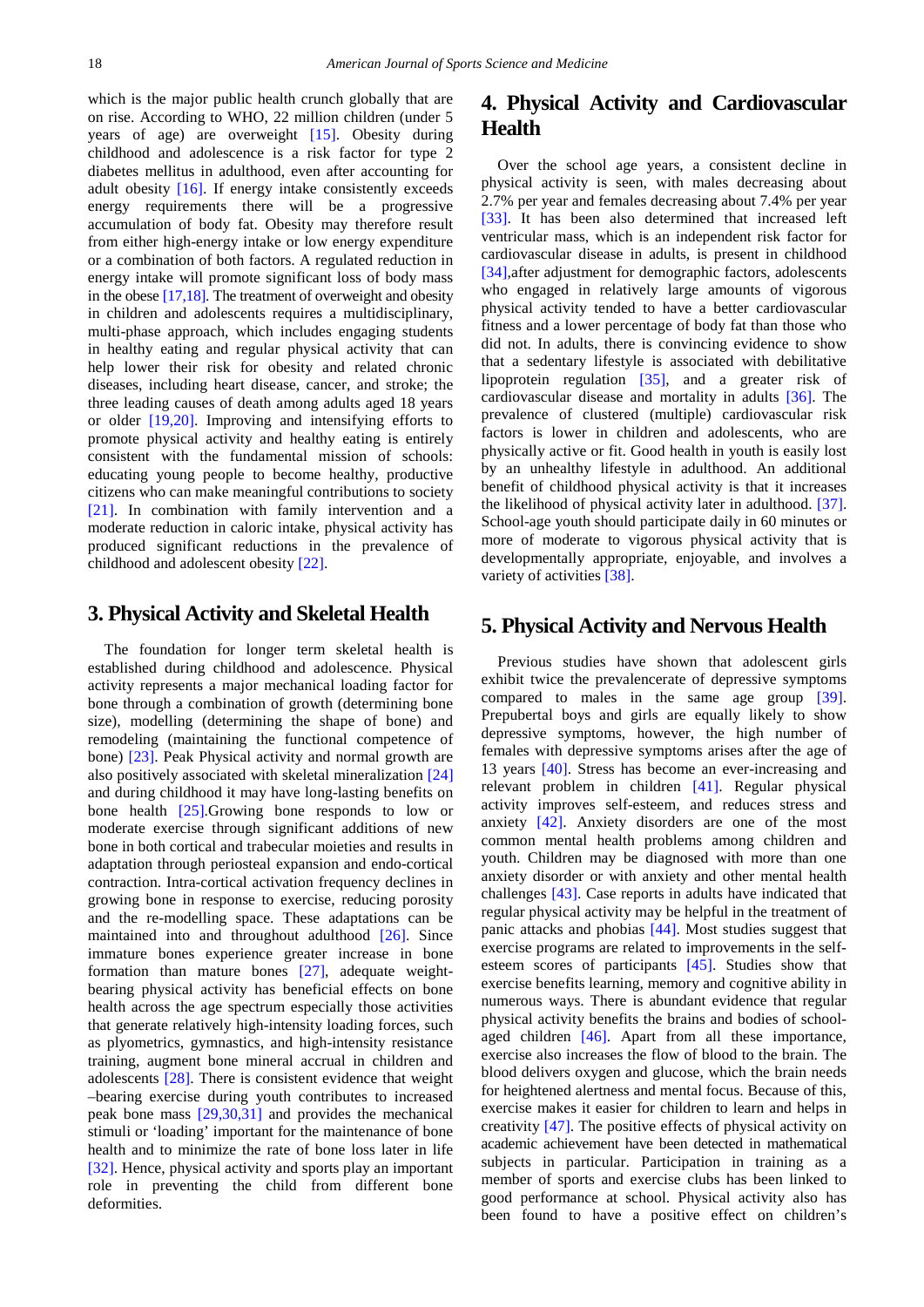which is the major public health crunch globally that are on rise. According to WHO, 22 million children (under 5 years of age) are overweight [15]. Obesity during childhood and adolescence is a risk factor for type 2 diabetes mellitus in adulthood, even after accounting for adult obesity [16]. If energy intake consistently exceeds energy requirements there will be a progressive accumulation of body fat. Obesity may therefore result from either high-energy intake or low energy expenditure or a combination of both factors. A regulated reduction in energy intake will promote significant loss of body mass in the obese [17,18]. The treatment of overweight and obesity in children and adolescents requires a multidisciplinary, multi-phase approach, which includes engaging students in healthy eating and regular physical activity that can help lower their risk for obesity and related chronic diseases, including heart disease, cancer, and stroke; the three leading causes of death among adults aged 18 years or older [19,20]. Improving and intensifying efforts to promote physical activity and healthy eating is entirely consistent with the fundamental mission of schools: educating young people to become healthy, productive citizens who can make meaningful contributions to society [21]. In combination with family intervention and a moderate reduction in caloric intake, physical activity has produced significant reductions in the prevalence of childhood and adolescent obesity [22].

## 3. Physical Activity and Skeletal Health

The foundation for longer term skeletal health is established during childhood and adolescence. Physical activity represents a major mechanical loading factor for bone through a combination of growth (determining bone size), modelling (determining the shape of bone) and remodeling (maintaining the functional competence of bone) [23]. Peak Physical activity and normal growth are also positively associated with skeletal mineralization [24] and during childhood it may have long-lasting benefits on bone health [25].Growing bone responds to low or moderate exercise through significant additions of new bone in both cortical and trabecular moieties and results in adaptation through periosteal expansion and endo-cortical contraction. Intra-cortical activation frequency declines in growing bone in response to exercise, reducing porosity and the re-modelling space. These adaptations can be maintained into and throughout adulthood [26]. Since immature bones experience greater increase in bone formation than mature bones [27], adequate weight-bearing physical activity has beneficial effects on bone health across the age spectrum especially those activities that generate relatively high-intensity loading forces, such as plyometrics, gymnastics, and high-intensity resistance training, augment bone mineral accrual in children and adolescents [28]. There is consistent evidence that weight –bearing exercise during youth contributes to increased peak bone mass [29,30,31] and provides the mechanical stimuli or 'loading' important for the maintenance of bone health and to minimize the rate of bone loss later in life [32]. Hence, physical activity and sports play an important role in preventing the child from different bone deformities.

## 4. Physical Activity and Cardiovascular Health

Over the school age years, a consistent decline in physical activity is seen, with males decreasing about 2.7% per year and females decreasing about 7.4% per year [33]. It has been also determined that increased left ventricular mass, which is an independent risk factor for cardiovascular disease in adults, is present in childhood [34],after adjustment for demographic factors, adolescents who engaged in relatively large amounts of vigorous physical activity tended to have a better cardiovascular fitness and a lower percentage of body fat than those who did not. In adults, there is convincing evidence to show that a sedentary lifestyle is associated with debilitative lipoprotein regulation [35], and a greater risk of cardiovascular disease and mortality in adults [36]. The prevalence of clustered (multiple) cardiovascular risk factors is lower in children and adolescents, who are physically active or fit. Good health in youth is easily lost by an unhealthy lifestyle in adulthood. An additional benefit of childhood physical activity is that it increases the likelihood of physical activity later in adulthood. [37]. School-age youth should participate daily in 60 minutes or more of moderate to vigorous physical activity that is developmentally appropriate, enjoyable, and involves a variety of activities [38].

## 5. Physical Activity and Nervous Health

Previous studies have shown that adolescent girls exhibit twice the prevalencerate of depressive symptoms compared to males in the same age group [39]. Prepubertal boys and girls are equally likely to show depressive symptoms, however, the high number of females with depressive symptoms arises after the age of 13 years [40]. Stress has become an ever-increasing and relevant problem in children [41]. Regular physical activity improves self-esteem, and reduces stress and anxiety [42]. Anxiety disorders are one of the most common mental health problems among children and youth. Children may be diagnosed with more than one anxiety disorder or with anxiety and other mental health challenges [43]. Case reports in adults have indicated that regular physical activity may be helpful in the treatment of panic attacks and phobias [44]. Most studies suggest that exercise programs are related to improvements in the self-esteem scores of participants [45]. Studies show that exercise benefits learning, memory and cognitive ability in numerous ways. There is abundant evidence that regular physical activity benefits the brains and bodies of school-aged children [46]. Apart from all these importance, exercise also increases the flow of blood to the brain. The blood delivers oxygen and glucose, which the brain needs for heightened alertness and mental focus. Because of this, exercise makes it easier for children to learn and helps in creativity [47]. The positive effects of physical activity on academic achievement have been detected in mathematical subjects in particular. Participation in training as a member of sports and exercise clubs has been linked to good performance at school. Physical activity also has been found to have a positive effect on children's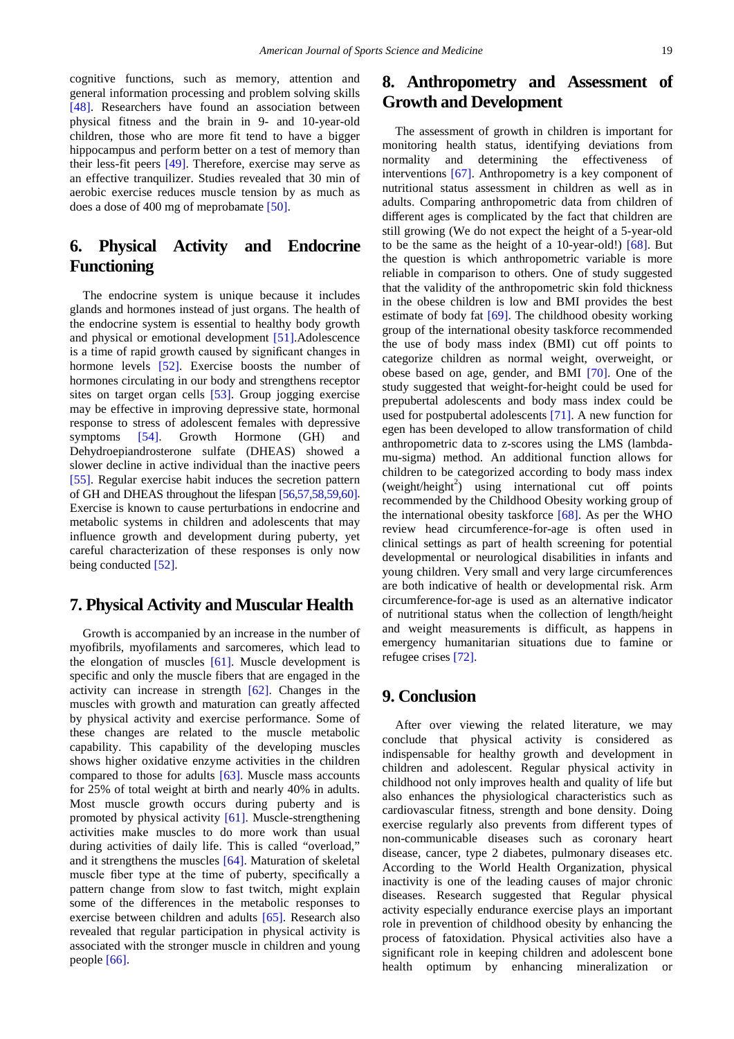cognitive functions, such as memory, attention and general information processing and problem solving skills [48]. Researchers have found an association between physical fitness and the brain in 9- and 10-year-old children, those who are more fit tend to have a bigger hippocampus and perform better on a test of memory than their less-fit peers [49]. Therefore, exercise may serve as an effective tranquilizer. Studies revealed that 30 min of aerobic exercise reduces muscle tension by as much as does a dose of 400 mg of meprobamate [50].

## 6. Physical Activity and Endocrine Functioning

The endocrine system is unique because it includes glands and hormones instead of just organs. The health of the endocrine system is essential to healthy body growth and physical or emotional development [51].Adolescence is a time of rapid growth caused by significant changes in hormone levels [52]. Exercise boosts the number of hormones circulating in our body and strengthens receptor sites on target organ cells [53]. Group jogging exercise may be effective in improving depressive state, hormonal response to stress of adolescent females with depressive symptoms [54]. Growth Hormone (GH) and Dehydroepiandrosterone sulfate (DHEAS) showed a slower decline in active individual than the inactive peers [55]. Regular exercise habit induces the secretion pattern of GH and DHEAS throughout the lifespan [56,57,58,59,60]. Exercise is known to cause perturbations in endocrine and metabolic systems in children and adolescents that may influence growth and development during puberty, yet careful characterization of these responses is only now being conducted [52].

## 7. Physical Activity and Muscular Health

Growth is accompanied by an increase in the number of myofibrils, myofilaments and sarcomeres, which lead to the elongation of muscles [61]. Muscle development is specific and only the muscle fibers that are engaged in the activity can increase in strength [62]. Changes in the muscles with growth and maturation can greatly affected by physical activity and exercise performance. Some of these changes are related to the muscle metabolic capability. This capability of the developing muscles shows higher oxidative enzyme activities in the children compared to those for adults [63]. Muscle mass accounts for 25% of total weight at birth and nearly 40% in adults. Most muscle growth occurs during puberty and is promoted by physical activity [61]. Muscle-strengthening activities make muscles to do more work than usual during activities of daily life. This is called "overload," and it strengthens the muscles [64]. Maturation of skeletal muscle fiber type at the time of puberty, specifically a pattern change from slow to fast twitch, might explain some of the differences in the metabolic responses to exercise between children and adults [65]. Research also revealed that regular participation in physical activity is associated with the stronger muscle in children and young people [66].

## 8. Anthropometry and Assessment of Growth and Development

The assessment of growth in children is important for monitoring health status, identifying deviations from normality and determining the effectiveness of interventions [67]. Anthropometry is a key component of nutritional status assessment in children as well as in adults. Comparing anthropometric data from children of different ages is complicated by the fact that children are still growing (We do not expect the height of a 5-year-old to be the same as the height of a 10-year-old!) [68]. But the question is which anthropometric variable is more reliable in comparison to others. One of study suggested that the validity of the anthropometric skin fold thickness in the obese children is low and BMI provides the best estimate of body fat [69]. The childhood obesity working group of the international obesity taskforce recommended the use of body mass index (BMI) cut off points to categorize children as normal weight, overweight, or obese based on age, gender, and BMI [70]. One of the study suggested that weight-for-height could be used for prepubertal adolescents and body mass index could be used for postpubertal adolescents [71]. A new function for egen has been developed to allow transformation of child anthropometric data to z-scores using the LMS (lambda-mu-sigma) method. An additional function allows for children to be categorized according to body mass index (weight/height$^2$) using international cut off points recommended by the Childhood Obesity working group of the international obesity taskforce [68]. As per the WHO review head circumference-for-age is often used in clinical settings as part of health screening for potential developmental or neurological disabilities in infants and young children. Very small and very large circumferences are both indicative of health or developmental risk. Arm circumference-for-age is used as an alternative indicator of nutritional status when the collection of length/height and weight measurements is difficult, as happens in emergency humanitarian situations due to famine or refugee crises [72].

## 9. Conclusion

After over viewing the related literature, we may conclude that physical activity is considered as indispensable for healthy growth and development in children and adolescent. Regular physical activity in childhood not only improves health and quality of life but also enhances the physiological characteristics such as cardiovascular fitness, strength and bone density. Doing exercise regularly also prevents from different types of non-communicable diseases such as coronary heart disease, cancer, type 2 diabetes, pulmonary diseases etc. According to the World Health Organization, physical inactivity is one of the leading causes of major chronic diseases. Research suggested that Regular physical activity especially endurance exercise plays an important role in prevention of childhood obesity by enhancing the process of fatoxidation. Physical activities also have a significant role in keeping children and adolescent bone health optimum by enhancing mineralization or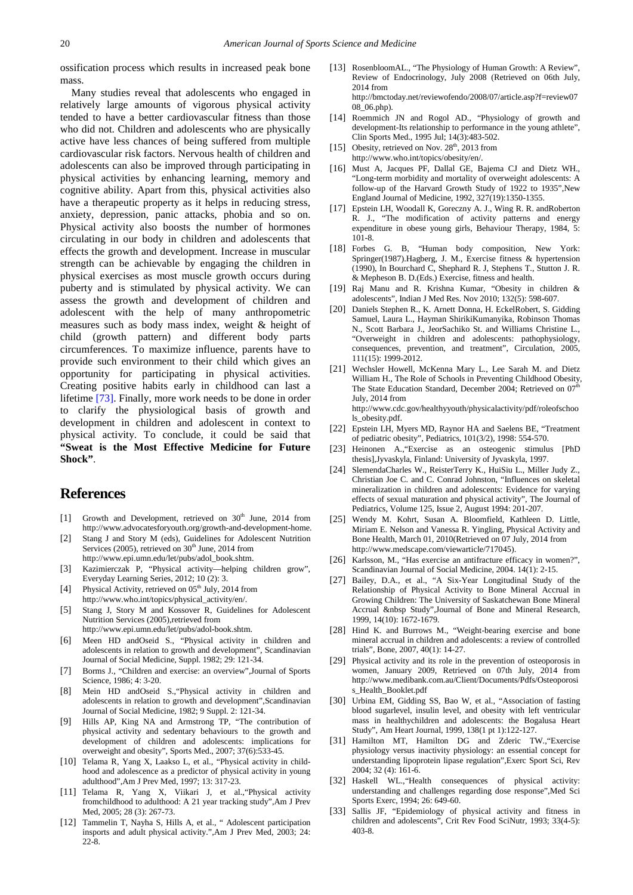ossification process which results in increased peak bone mass.

Many studies reveal that adolescents who engaged in relatively large amounts of vigorous physical activity tended to have a better cardiovascular fitness than those who did not. Children and adolescents who are physically active have less chances of being suffered from multiple cardiovascular risk factors. Nervous health of children and adolescents can also be improved through participating in physical activities by enhancing learning, memory and cognitive ability. Apart from this, physical activities also have a therapeutic property as it helps in reducing stress, anxiety, depression, panic attacks, phobia and so on. Physical activity also boosts the number of hormones circulating in our body in children and adolescents that effects the growth and development. Increase in muscular strength can be achievable by engaging the children in physical exercises as most muscle growth occurs during puberty and is stimulated by physical activity. We can assess the growth and development of children and adolescent with the help of many anthropometric measures such as body mass index, weight & height of child (growth pattern) and different body parts circumferences. To maximize influence, parents have to provide such environment to their child which gives an opportunity for participating in physical activities. Creating positive habits early in childhood can last a lifetime [73]. Finally, more work needs to be done in order to clarify the physiological basis of growth and development in children and adolescent in context to physical activity. To conclude, it could be said that **"Sweat is the Most Effective Medicine for Future Shock"**.

## References

[1] Growth and Development, retrieved on 30th June, 2014 from http://www.advocatesforyouth.org/growth-and-development-home.

[2] Stang J and Story M (eds), Guidelines for Adolescent Nutrition Services (2005), retrieved on 30th June, 2014 from http://www.epi.umn.edu/let/pubs/adol_book.shtm.

[3] Kazimierczak P, "Physical activity—helping children grow", Everyday Learning Series, 2012; 10 (2): 3.

[4] Physical Activity, retrieved on 05th July, 2014 from http://www.who.int/topics/physical_activity/en/.

[5] Stang J, Story M and Kossover R, Guidelines for Adolescent Nutrition Services (2005),retrieved from http://www.epi.umn.edu/let/pubs/adol-book.shtm.

[6] Meen HD andOseid S., "Physical activity in children and adolescents in relation to growth and development", Scandinavian Journal of Social Medicine, Suppl. 1982; 29: 121-34.

[7] Borms J., "Children and exercise: an overview",Journal of Sports Science, 1986; 4: 3-20.

[8] Mein HD andOseid S.,"Physical activity in children and adolescents in relation to growth and development",Scandinavian Journal of Social Medicine, 1982; 9 Suppl. 2: 121-34.

[9] Hills AP, King NA and Armstrong TP, "The contribution of physical activity and sedentary behaviours to the growth and development of children and adolescents: implications for overweight and obesity", Sports Med., 2007; 37(6):533-45.

[10] Telama R, Yang X, Laakso L, et al., "Physical activity in child-hood and adolescence as a predictor of physical activity in young adulthood",Am J Prev Med, 1997; 13: 317-23.

[11] Telama R, Yang X, Viikari J, et al.,"Physical activity fromchildhood to adulthood: A 21 year tracking study",Am J Prev Med, 2005; 28 (3): 267-73.

[12] Tammelin T, Nayha S, Hills A, et al., " Adolescent participation insports and adult physical activity.",Am J Prev Med, 2003; 24: 22-8.

[13] RosenbloomAL., "The Physiology of Human Growth: A Review", Review of Endocrinology, July 2008 (Retrieved on 06th July, 2014 from http://bmctoday.net/reviewofendo/2008/07/article.asp?f=review0708_06.php).

[14] Roemmich JN and Rogol AD., "Physiology of growth and development-Its relationship to performance in the young athlete", Clin Sports Med., 1995 Jul; 14(3):483-502.

[15] Obesity, retrieved on Nov. 28th, 2013 from http://www.who.int/topics/obesity/en/.

[16] Must A, Jacques PF, Dallal GE, Bajema CJ and Dietz WH., "Long-term morbidity and mortality of overweight adolescents: A follow-up of the Harvard Growth Study of 1922 to 1935",New England Journal of Medicine, 1992, 327(19):1350-1355.

[17] Epstein LH, Woodall K, Goreczny A. J., Wing R. R. andRoberton R. J., "The modification of activity patterns and energy expenditure in obese young girls, Behaviour Therapy, 1984, 5: 101-8.

[18] Forbes G. B, "Human body composition, New York: Springer(1987).Hagberg, J. M., Exercise fitness & hypertension (1990), In Bourchard C, Shephard R. J, Stephens T., Stutton J. R. & Mepheson B. D.(Eds.) Exercise, fitness and health.

[19] Raj Manu and R. Krishna Kumar, "Obesity in children & adolescents", Indian J Med Res. Nov 2010; 132(5): 598-607.

[20] Daniels Stephen R., K. Arnett Donna, H. EckelRobert, S. Gidding Samuel, Laura L., Hayman ShirikiKumanyika, Robinson Thomas N., Scott Barbara J., JeorSachiko St. and Williams Christine L., "Overweight in children and adolescents: pathophysiology, consequences, prevention, and treatment", Circulation, 2005, 111(15): 1999-2012.

[21] Wechsler Howell, McKenna Mary L., Lee Sarah M. and Dietz William H., The Role of Schools in Preventing Childhood Obesity, The State Education Standard, December 2004; Retrieved on 07th July, 2014 from http://www.cdc.gov/healthyyouth/physicalactivity/pdf/roleofschools_obesity.pdf.

[22] Epstein LH, Myers MD, Raynor HA and Saelens BE, "Treatment of pediatric obesity", Pediatrics, 101(3/2), 1998: 554-570.

[23] Heinonen A.,"Exercise as an osteogenic stimulus [PhD thesis],Jyvaskyla, Finland: University of Jyvaskyla, 1997.

[24] SlemendaCharles W., ReisterTerry K., HuiSiu L., Miller Judy Z., Christian Joe C. and C. Conrad Johnston, "Influences on skeletal mineralization in children and adolescents: Evidence for varying effects of sexual maturation and physical activity", The Journal of Pediatrics, Volume 125, Issue 2, August 1994: 201-207.

[25] Wendy M. Kohrt, Susan A. Bloomfield, Kathleen D. Little, Miriam E. Nelson and Vanessa R. Yingling, Physical Activity and Bone Health, March 01, 2010(Retrieved on 07 July, 2014 from http://www.medscape.com/viewarticle/717045).

[26] Karlsson, M., "Has exercise an antifracture efficacy in women?", Scandinavian Journal of Social Medicine, 2004. 14(1): 2-15.

[27] Bailey, D.A., et al., "A Six-Year Longitudinal Study of the Relationship of Physical Activity to Bone Mineral Accrual in Growing Children: The University of Saskatchewan Bone Mineral Accrual &nbsp Study",Journal of Bone and Mineral Research, 1999, 14(10): 1672-1679.

[28] Hind K. and Burrows M., "Weight-bearing exercise and bone mineral accrual in children and adolescents: a review of controlled trials", Bone, 2007, 40(1): 14-27.

[29] Physical activity and its role in the prevention of osteoporosis in women, January 2009, Retrieved on 07th July, 2014 from http://www.medibank.com.au/Client/Documents/Pdfs/Osteoporosis_Health_Booklet.pdf

[30] Urbina EM, Gidding SS, Bao W, et al., "Association of fasting blood sugarlevel, insulin level, and obesity with left ventricular mass in healthychildren and adolescents: the Bogalusa Heart Study", Am Heart Journal, 1999, 138(1 pt 1):122-127.

[31] Hamilton MT, Hamilton DG and Zderic TW.,"Exercise physiology versus inactivity physiology: an essential concept for understanding lipoprotein lipase regulation",Exerc Sport Sci, Rev 2004; 32 (4): 161-6.

[32] Haskell WL.,"Health consequences of physical activity: understanding and challenges regarding dose response",Med Sci Sports Exerc, 1994; 26: 649-60.

[33] Sallis JF, "Epidemiology of physical activity and fitness in children and adolescents", Crit Rev Food SciNutr, 1993; 33(4-5): 403-8.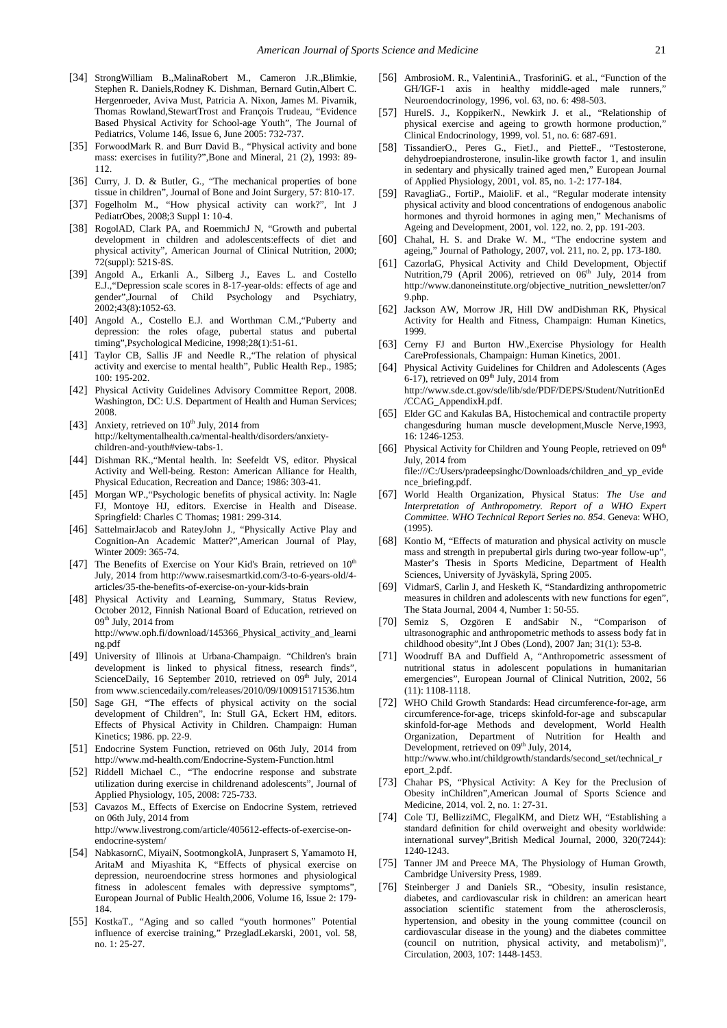[34] StrongWilliam B.,MalinaRobert M., Cameron J.R.,Blimkie, Stephen R. Daniels,Rodney K. Dishman, Bernard Gutin,Albert C. Hergenroeder, Aviva Must, Patricia A. Nixon, James M. Pivarnik, Thomas Rowland,StewartTrost and François Trudeau, "Evidence Based Physical Activity for School-age Youth", The Journal of Pediatrics, Volume 146, Issue 6, June 2005: 732-737.

[35] ForwoodMark R. and Burr David B., "Physical activity and bone mass: exercises in futility?",Bone and Mineral, 21 (2), 1993: 89-112.

[36] Curry, J. D. & Butler, G., "The mechanical properties of bone tissue in children", Journal of Bone and Joint Surgery, 57: 810-17.

[37] Fogelholm M., "How physical activity can work?", Int J PediatrObes, 2008;3 Suppl 1: 10-4.

[38] RogolAD, Clark PA, and RoemmichJ N, "Growth and pubertal development in children and adolescents:effects of diet and physical activity", American Journal of Clinical Nutrition, 2000; 72(suppl): 521S-8S.

[39] Angold A., Erkanli A., Silberg J., Eaves L. and Costello E.J.,"Depression scale scores in 8-17-year-olds: effects of age and gender",Journal of Child Psychology and Psychiatry, 2002;43(8):1052-63.

[40] Angold A., Costello E.J. and Worthman C.M.,"Puberty and depression: the roles ofage, pubertal status and pubertal timing",Psychological Medicine, 1998;28(1):51-61.

[41] Taylor CB, Sallis JF and Needle R.,"The relation of physical activity and exercise to mental health", Public Health Rep., 1985; 100: 195-202.

[42] Physical Activity Guidelines Advisory Committee Report, 2008. Washington, DC: U.S. Department of Health and Human Services; 2008.

[43] Anxiety, retrieved on 10th July, 2014 from http://keltymentalhealth.ca/mental-health/disorders/anxiety-children-and-youth#view-tabs-1.

[44] Dishman RK.,"Mental health. In: Seefeldt VS, editor. Physical Activity and Well-being. Reston: American Alliance for Health, Physical Education, Recreation and Dance; 1986: 303-41.

[45] Morgan WP.,"Psychologic benefits of physical activity. In: Nagle FJ, Montoye HJ, editors. Exercise in Health and Disease. Springfield: Charles C Thomas; 1981: 299-314.

[46] SattelmairJacob and RateyJohn J., "Physically Active Play and Cognition-An Academic Matter?",American Journal of Play, Winter 2009: 365-74.

[47] The Benefits of Exercise on Your Kid's Brain, retrieved on 10th July, 2014 from http://www.raisesmartkid.com/3-to-6-years-old/4-articles/35-the-benefits-of-exercise-on-your-kids-brain

[48] Physical Activity and Learning, Summary, Status Review, October 2012, Finnish National Board of Education, retrieved on 09th July, 2014 from http://www.oph.fi/download/145366_Physical_activity_and_learning.pdf

[49] University of Illinois at Urbana-Champaign. "Children's brain development is linked to physical fitness, research finds", ScienceDaily, 16 September 2010, retrieved on 09th July, 2014 from www.sciencedaily.com/releases/2010/09/100915171536.htm

[50] Sage GH, "The effects of physical activity on the social development of Children", In: Stull GA, Eckert HM, editors. Effects of Physical Activity in Children. Champaign: Human Kinetics; 1986. pp. 22-9.

[51] Endocrine System Function, retrieved on 06th July, 2014 from http://www.md-health.com/Endocrine-System-Function.html

[52] Riddell Michael C., "The endocrine response and substrate utilization during exercise in childrenand adolescents", Journal of Applied Physiology, 105, 2008: 725-733.

[53] Cavazos M., Effects of Exercise on Endocrine System, retrieved on 06th July, 2014 from http://www.livestrong.com/article/405612-effects-of-exercise-on-endocrine-system/

[54] NabkasornC, MiyaiN, SootmongkolA, Junprasert S, Yamamoto H, AritaM and Miyashita K, "Effects of physical exercise on depression, neuroendocrine stress hormones and physiological fitness in adolescent females with depressive symptoms", European Journal of Public Health,2006, Volume 16, Issue 2: 179-184.

[55] KostkaT., "Aging and so called "youth hormones" Potential influence of exercise training," PrzegladLekarski, 2001, vol. 58, no. 1: 25-27.

[56] AmbrosioM. R., ValentiniA., TrasforiniG. et al., "Function of the GH/IGF-1 axis in healthy middle-aged male runners," Neuroendocrinology, 1996, vol. 63, no. 6: 498-503.

[57] HurelS. J., KoppikerN., Newkirk J. et al., "Relationship of physical exercise and ageing to growth hormone production," Clinical Endocrinology, 1999, vol. 51, no. 6: 687-691.

[58] TissandierO., Peres G., FietJ., and PietteF., "Testosterone, dehydroepiandrosterone, insulin-like growth factor 1, and insulin in sedentary and physically trained aged men," European Journal of Applied Physiology, 2001, vol. 85, no. 1-2: 177-184.

[59] RavagliaG., FortiP., MaioliF. et al., "Regular moderate intensity physical activity and blood concentrations of endogenous anabolic hormones and thyroid hormones in aging men," Mechanisms of Ageing and Development, 2001, vol. 122, no. 2, pp. 191-203.

[60] Chahal, H. S. and Drake W. M., "The endocrine system and ageing," Journal of Pathology, 2007, vol. 211, no. 2, pp. 173-180.

[61] CazorlaG, Physical Activity and Child Development, Objectif Nutrition,79 (April 2006), retrieved on 06th July, 2014 from http://www.danoneinstitute.org/objective_nutrition_newsletter/on79.php.

[62] Jackson AW, Morrow JR, Hill DW andDishman RK, Physical Activity for Health and Fitness, Champaign: Human Kinetics, 1999.

[63] Cerny FJ and Burton HW.,Exercise Physiology for Health CareProfessionals, Champaign: Human Kinetics, 2001.

[64] Physical Activity Guidelines for Children and Adolescents (Ages 6-17), retrieved on 09th July, 2014 from http://www.sde.ct.gov/sde/lib/sde/PDF/DEPS/Student/NutritionEd/CCAG_AppendixH.pdf.

[65] Elder GC and Kakulas BA, Histochemical and contractile property changesduring human muscle development,Muscle Nerve,1993, 16: 1246-1253.

[66] Physical Activity for Children and Young People, retrieved on 09th July, 2014 from file:///C:/Users/pradeepsinghc/Downloads/children_and_yp_evidence_briefing.pdf.

[67] World Health Organization, Physical Status: *The Use and Interpretation of Anthropometry. Report of a WHO Expert Committee. WHO Technical Report Series no. 854*. Geneva: WHO, (1995).

[68] Kontio M, "Effects of maturation and physical activity on muscle mass and strength in prepubertal girls during two-year follow-up", Master's Thesis in Sports Medicine, Department of Health Sciences, University of Jyväskylä, Spring 2005.

[69] VidmarS, Carlin J, and Hesketh K, "Standardizing anthropometric measures in children and adolescents with new functions for egen", The Stata Journal, 2004 4, Number 1: 50-55.

[70] Semiz S, Ozgören E andSabir N., "Comparison of ultrasonographic and anthropometric methods to assess body fat in childhood obesity",Int J Obes (Lond), 2007 Jan; 31(1): 53-8.

[71] Woodruff BA and Duffield A, "Anthropometric assessment of nutritional status in adolescent populations in humanitarian emergencies", European Journal of Clinical Nutrition, 2002, 56 (11): 1108-1118.

[72] WHO Child Growth Standards: Head circumference-for-age, arm circumference-for-age, triceps skinfold-for-age and subscapular skinfold-for-age Methods and development, World Health Organization, Department of Nutrition for Health and Development, retrieved on 09th July, 2014, http://www.who.int/childgrowth/standards/second_set/technical_report_2.pdf.

[73] Chahar PS, "Physical Activity: A Key for the Preclusion of Obesity inChildren",American Journal of Sports Science and Medicine, 2014, vol. 2, no. 1: 27-31.

[74] Cole TJ, BellizziMC, FlegalKM, and Dietz WH, "Establishing a standard definition for child overweight and obesity worldwide: international survey",British Medical Journal, 2000, 320(7244): 1240-1243.

[75] Tanner JM and Preece MA, The Physiology of Human Growth, Cambridge University Press, 1989.

[76] Steinberger J and Daniels SR., "Obesity, insulin resistance, diabetes, and cardiovascular risk in children: an american heart association scientific statement from the atherosclerosis, hypertension, and obesity in the young committee (council on cardiovascular disease in the young) and the diabetes committee (council on nutrition, physical activity, and metabolism)", Circulation, 2003, 107: 1448-1453.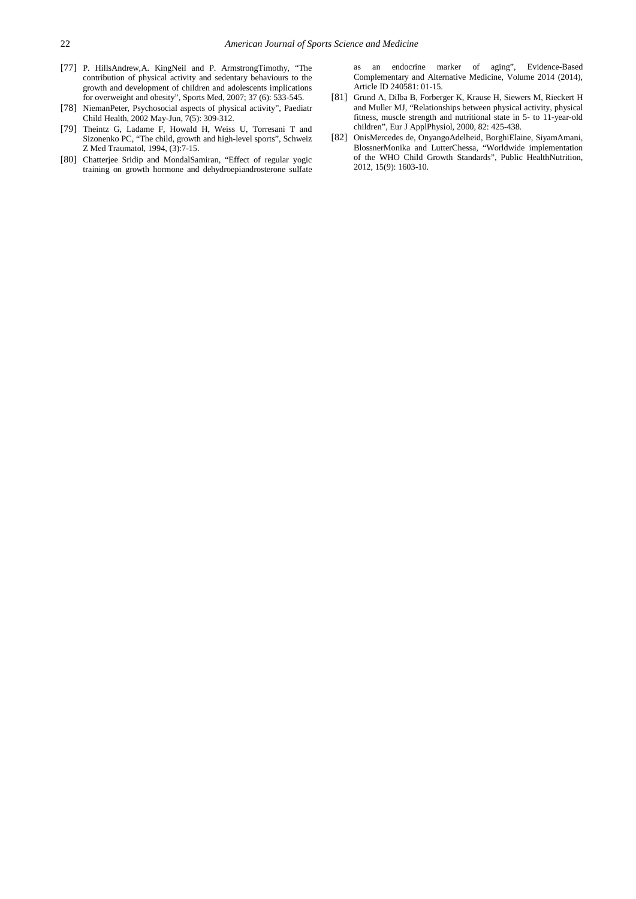[77] P. HillsAndrew,A. KingNeil and P. ArmstrongTimothy, "The contribution of physical activity and sedentary behaviours to the growth and development of children and adolescents implications for overweight and obesity", Sports Med, 2007; 37 (6): 533-545.

[78] NiemanPeter, Psychosocial aspects of physical activity", Paediatr Child Health, 2002 May-Jun, 7(5): 309-312.

[79] Theintz G, Ladame F, Howald H, Weiss U, Torresani T and Sizonenko PC, "The child, growth and high-level sports", Schweiz Z Med Traumatol, 1994, (3):7-15.

[80] Chatterjee Sridip and MondalSamiran, "Effect of regular yogic training on growth hormone and dehydroepiandrosterone sulfate as an endocrine marker of aging", Evidence-Based Complementary and Alternative Medicine, Volume 2014 (2014), Article ID 240581: 01-15.

[81] Grund A, Dilba B, Forberger K, Krause H, Siewers M, Rieckert H and Muller MJ, "Relationships between physical activity, physical fitness, muscle strength and nutritional state in 5- to 11-year-old children", Eur J ApplPhysiol, 2000, 82: 425-438.

[82] OnisMercedes de, OnyangoAdelheid, BorghiElaine, SiyamAmani, BlossnerMonika and LutterChessa, "Worldwide implementation of the WHO Child Growth Standards", Public HealthNutrition, 2012, 15(9): 1603-10.